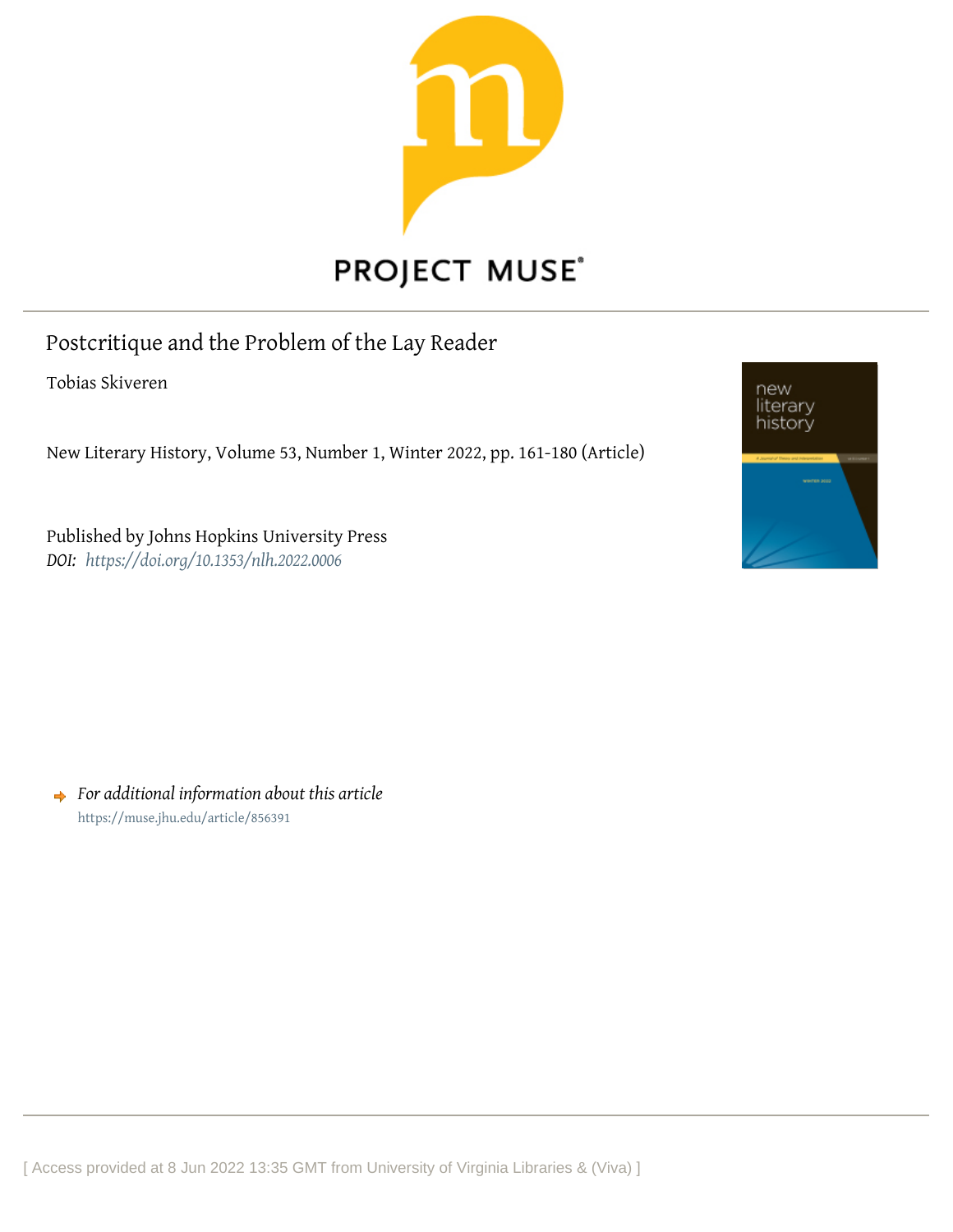PROJECT MUSE

# Postcritique and the Problem of the Lay Reader

Tobias Skiveren

New Literary History, Volume 53, Number 1, Winter 2022, pp. 161-180 (Article)

Published by Johns Hopkins University Press

*DOI: https://doi.org/10.1353/nlh.2022.0006*

*For additional information about this article*

https://muse.jhu.edu/article/856391

[ Access provided at 8 Jun 2022 13:35 GMT from University of Virginia Libraries & (Viva) ]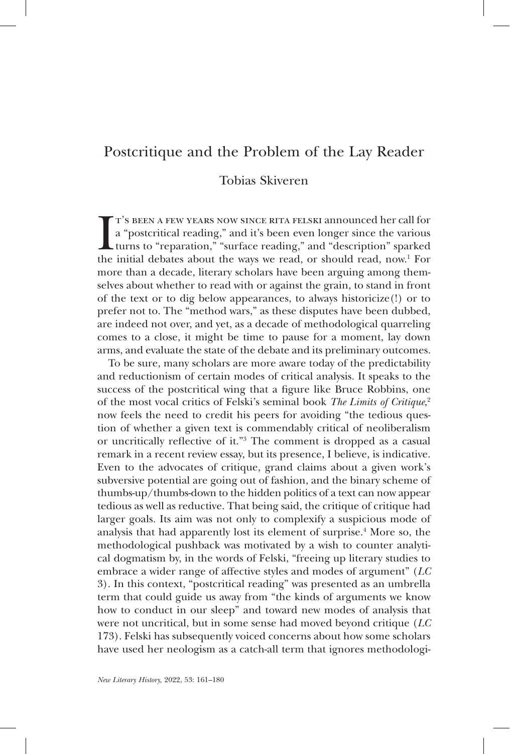# Postcritique and the Problem of the Lay Reader

Tobias Skiveren

It's been a few years now since Rita Felski announced her call for a "postcritical reading," and it's been even longer since the various turns to "reparation," "surface reading," and "description" sparked the initial debates about the ways we read, or should read, now.[1] For more than a decade, literary scholars have been arguing among themselves about whether to read with or against the grain, to stand in front of the text or to dig below appearances, to always historicize(!) or to prefer not to. The "method wars," as these disputes have been dubbed, are indeed not over, and yet, as a decade of methodological quarreling comes to a close, it might be time to pause for a moment, lay down arms, and evaluate the state of the debate and its preliminary outcomes.

To be sure, many scholars are more aware today of the predictability and reductionism of certain modes of critical analysis. It speaks to the success of the postcritical wing that a figure like Bruce Robbins, one of the most vocal critics of Felski's seminal book *The Limits of Critique*,[2] now feels the need to credit his peers for avoiding "the tedious question of whether a given text is commendably critical of neoliberalism or uncritically reflective of it."[3] The comment is dropped as a casual remark in a recent review essay, but its presence, I believe, is indicative. Even to the advocates of critique, grand claims about a given work's subversive potential are going out of fashion, and the binary scheme of thumbs-up/thumbs-down to the hidden politics of a text can now appear tedious as well as reductive. That being said, the critique of critique had larger goals. Its aim was not only to complexify a suspicious mode of analysis that had apparently lost its element of surprise.[4] More so, the methodological pushback was motivated by a wish to counter analytical dogmatism by, in the words of Felski, "freeing up literary studies to embrace a wider range of affective styles and modes of argument" (*LC* 3). In this context, "postcritical reading" was presented as an umbrella term that could guide us away from "the kinds of arguments we know how to conduct in our sleep" and toward new modes of analysis that were not uncritical, but in some sense had moved beyond critique (*LC* 173). Felski has subsequently voiced concerns about how some scholars have used her neologism as a catch-all term that ignores methodologi-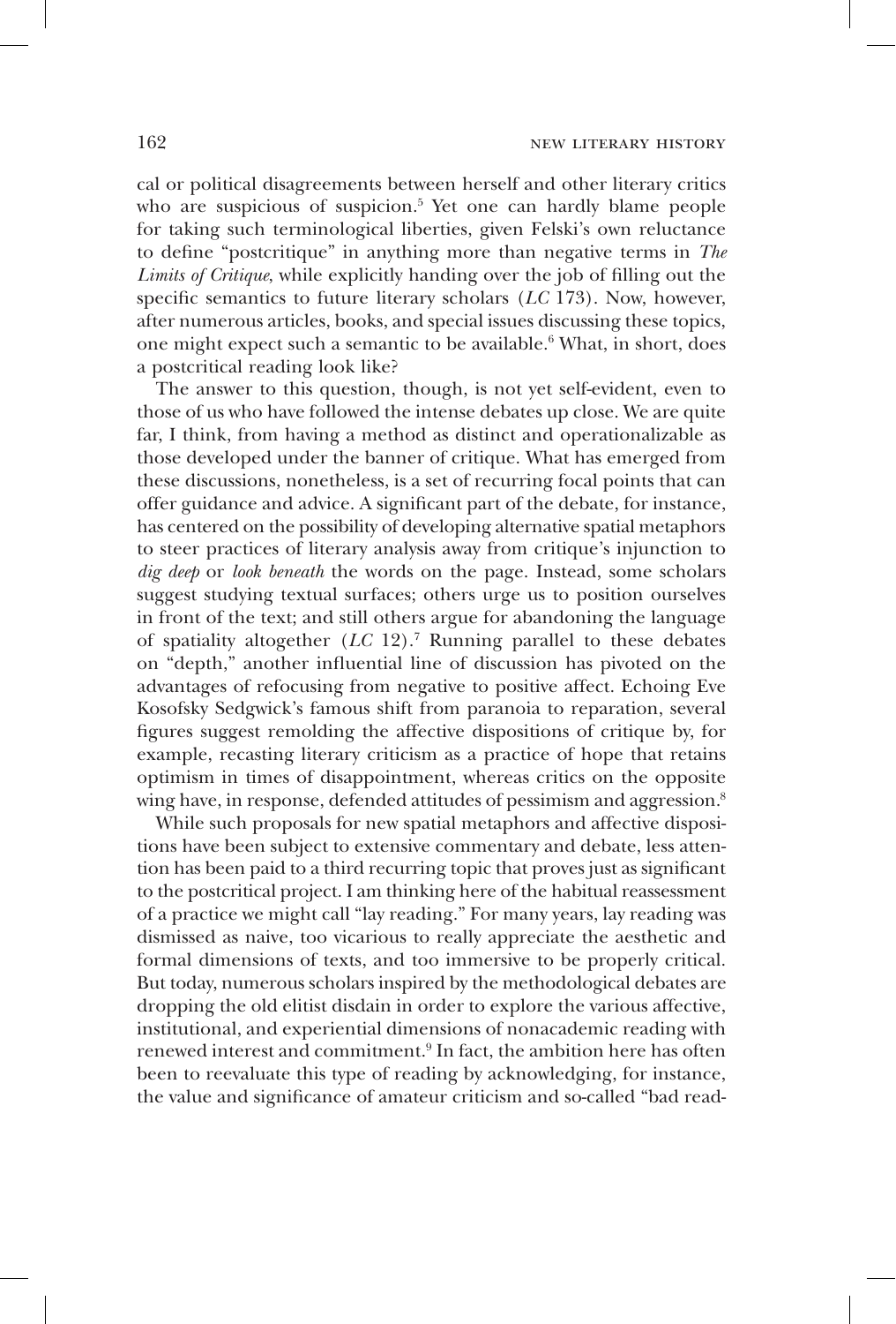cal or political disagreements between herself and other literary critics who are suspicious of suspicion.[5] Yet one can hardly blame people for taking such terminological liberties, given Felski's own reluctance to define "postcritique" in anything more than negative terms in *The Limits of Critique*, while explicitly handing over the job of filling out the specific semantics to future literary scholars (*LC* 173). Now, however, after numerous articles, books, and special issues discussing these topics, one might expect such a semantic to be available.[6] What, in short, does a postcritical reading look like?

The answer to this question, though, is not yet self-evident, even to those of us who have followed the intense debates up close. We are quite far, I think, from having a method as distinct and operationalizable as those developed under the banner of critique. What has emerged from these discussions, nonetheless, is a set of recurring focal points that can offer guidance and advice. A significant part of the debate, for instance, has centered on the possibility of developing alternative spatial metaphors to steer practices of literary analysis away from critique's injunction to *dig deep* or *look beneath* the words on the page. Instead, some scholars suggest studying textual surfaces; others urge us to position ourselves in front of the text; and still others argue for abandoning the language of spatiality altogether (*LC* 12).[7] Running parallel to these debates on "depth," another influential line of discussion has pivoted on the advantages of refocusing from negative to positive affect. Echoing Eve Kosofsky Sedgwick's famous shift from paranoia to reparation, several figures suggest remolding the affective dispositions of critique by, for example, recasting literary criticism as a practice of hope that retains optimism in times of disappointment, whereas critics on the opposite wing have, in response, defended attitudes of pessimism and aggression.[8]

While such proposals for new spatial metaphors and affective dispositions have been subject to extensive commentary and debate, less attention has been paid to a third recurring topic that proves just as significant to the postcritical project. I am thinking here of the habitual reassessment of a practice we might call "lay reading." For many years, lay reading was dismissed as naive, too vicarious to really appreciate the aesthetic and formal dimensions of texts, and too immersive to be properly critical. But today, numerous scholars inspired by the methodological debates are dropping the old elitist disdain in order to explore the various affective, institutional, and experiential dimensions of nonacademic reading with renewed interest and commitment.[9] In fact, the ambition here has often been to reevaluate this type of reading by acknowledging, for instance, the value and significance of amateur criticism and so-called "bad read-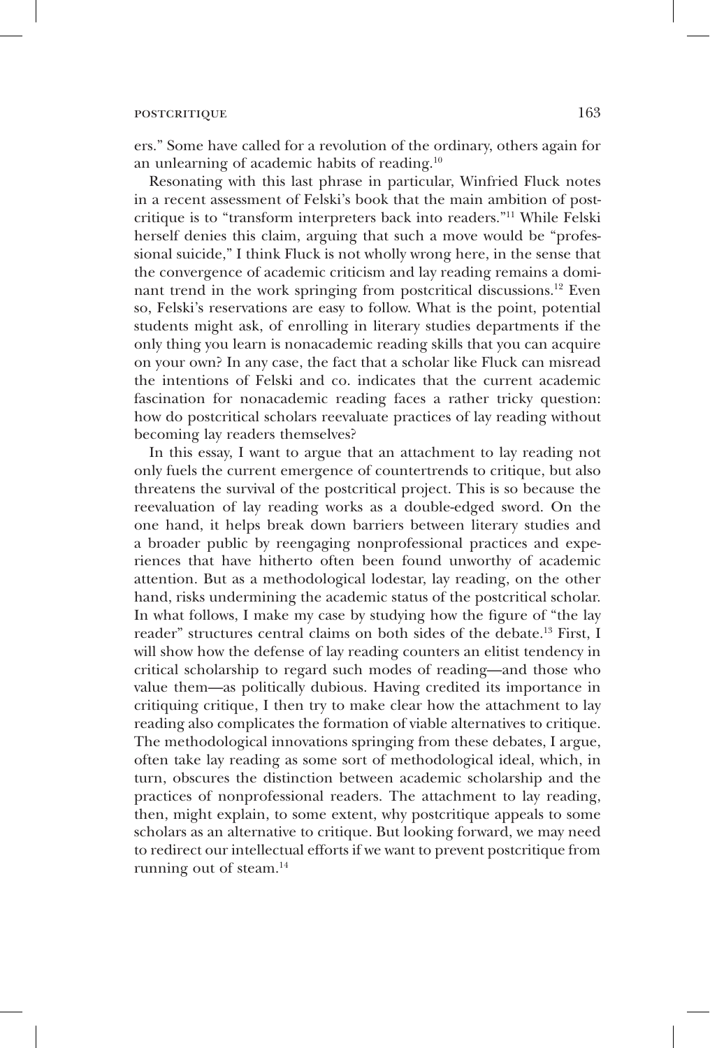ers." Some have called for a revolution of the ordinary, others again for an unlearning of academic habits of reading.[10]

Resonating with this last phrase in particular, Winfried Fluck notes in a recent assessment of Felski's book that the main ambition of postcritique is to "transform interpreters back into readers."[11] While Felski herself denies this claim, arguing that such a move would be "professional suicide," I think Fluck is not wholly wrong here, in the sense that the convergence of academic criticism and lay reading remains a dominant trend in the work springing from postcritical discussions.[12] Even so, Felski's reservations are easy to follow. What is the point, potential students might ask, of enrolling in literary studies departments if the only thing you learn is nonacademic reading skills that you can acquire on your own? In any case, the fact that a scholar like Fluck can misread the intentions of Felski and co. indicates that the current academic fascination for nonacademic reading faces a rather tricky question: how do postcritical scholars reevaluate practices of lay reading without becoming lay readers themselves?

In this essay, I want to argue that an attachment to lay reading not only fuels the current emergence of countertrends to critique, but also threatens the survival of the postcritical project. This is so because the reevaluation of lay reading works as a double-edged sword. On the one hand, it helps break down barriers between literary studies and a broader public by reengaging nonprofessional practices and experiences that have hitherto often been found unworthy of academic attention. But as a methodological lodestar, lay reading, on the other hand, risks undermining the academic status of the postcritical scholar. In what follows, I make my case by studying how the figure of "the lay reader" structures central claims on both sides of the debate.[13] First, I will show how the defense of lay reading counters an elitist tendency in critical scholarship to regard such modes of reading—and those who value them—as politically dubious. Having credited its importance in critiquing critique, I then try to make clear how the attachment to lay reading also complicates the formation of viable alternatives to critique. The methodological innovations springing from these debates, I argue, often take lay reading as some sort of methodological ideal, which, in turn, obscures the distinction between academic scholarship and the practices of nonprofessional readers. The attachment to lay reading, then, might explain, to some extent, why postcritique appeals to some scholars as an alternative to critique. But looking forward, we may need to redirect our intellectual efforts if we want to prevent postcritique from running out of steam.[14]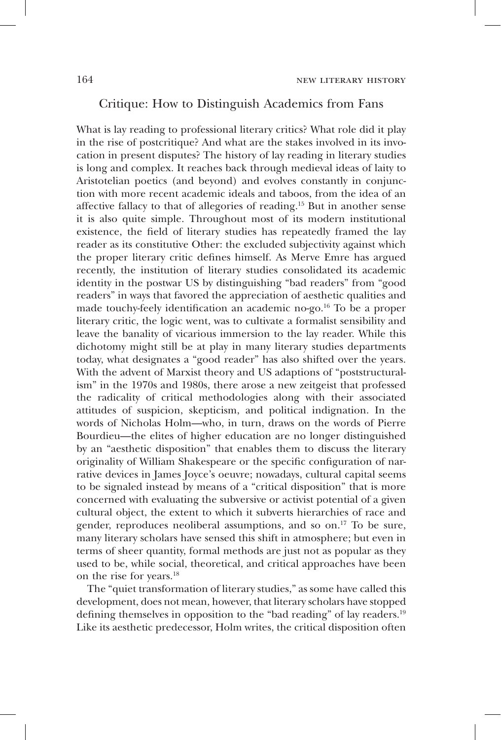## Critique: How to Distinguish Academics from Fans

What is lay reading to professional literary critics? What role did it play in the rise of postcritique? And what are the stakes involved in its invocation in present disputes? The history of lay reading in literary studies is long and complex. It reaches back through medieval ideas of laity to Aristotelian poetics (and beyond) and evolves constantly in conjunction with more recent academic ideals and taboos, from the idea of an affective fallacy to that of allegories of reading.[15] But in another sense it is also quite simple. Throughout most of its modern institutional existence, the field of literary studies has repeatedly framed the lay reader as its constitutive Other: the excluded subjectivity against which the proper literary critic defines himself. As Merve Emre has argued recently, the institution of literary studies consolidated its academic identity in the postwar US by distinguishing "bad readers" from "good readers" in ways that favored the appreciation of aesthetic qualities and made touchy-feely identification an academic no-go.[16] To be a proper literary critic, the logic went, was to cultivate a formalist sensibility and leave the banality of vicarious immersion to the lay reader. While this dichotomy might still be at play in many literary studies departments today, what designates a "good reader" has also shifted over the years. With the advent of Marxist theory and US adaptions of "poststructuralism" in the 1970s and 1980s, there arose a new zeitgeist that professed the radicality of critical methodologies along with their associated attitudes of suspicion, skepticism, and political indignation. In the words of Nicholas Holm—who, in turn, draws on the words of Pierre Bourdieu—the elites of higher education are no longer distinguished by an "aesthetic disposition" that enables them to discuss the literary originality of William Shakespeare or the specific configuration of narrative devices in James Joyce's oeuvre; nowadays, cultural capital seems to be signaled instead by means of a "critical disposition" that is more concerned with evaluating the subversive or activist potential of a given cultural object, the extent to which it subverts hierarchies of race and gender, reproduces neoliberal assumptions, and so on.[17] To be sure, many literary scholars have sensed this shift in atmosphere; but even in terms of sheer quantity, formal methods are just not as popular as they used to be, while social, theoretical, and critical approaches have been on the rise for years.[18]

The "quiet transformation of literary studies," as some have called this development, does not mean, however, that literary scholars have stopped defining themselves in opposition to the "bad reading" of lay readers.[19] Like its aesthetic predecessor, Holm writes, the critical disposition often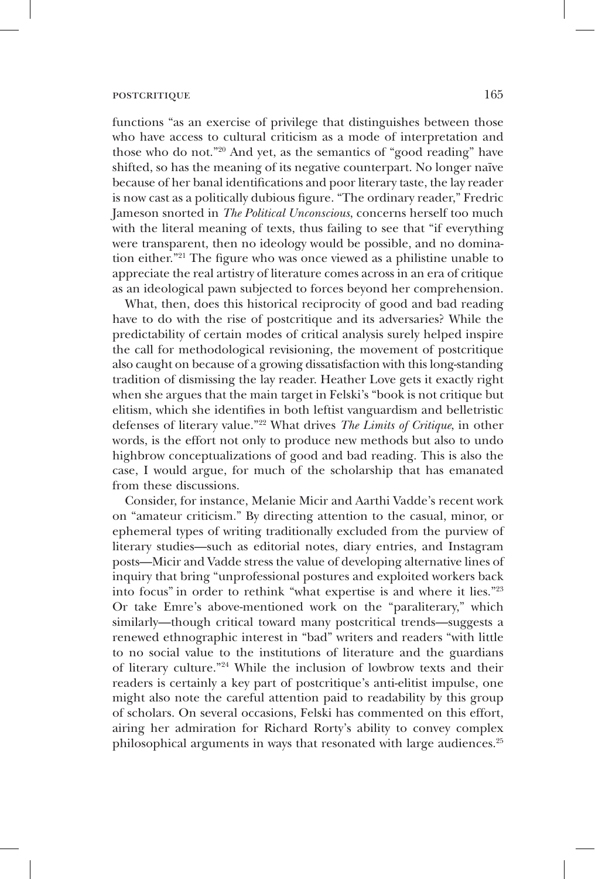functions "as an exercise of privilege that distinguishes between those who have access to cultural criticism as a mode of interpretation and those who do not."[20] And yet, as the semantics of "good reading" have shifted, so has the meaning of its negative counterpart. No longer naïve because of her banal identifications and poor literary taste, the lay reader is now cast as a politically dubious figure. "The ordinary reader," Fredric Jameson snorted in *The Political Unconscious*, concerns herself too much with the literal meaning of texts, thus failing to see that "if everything were transparent, then no ideology would be possible, and no domination either."[21] The figure who was once viewed as a philistine unable to appreciate the real artistry of literature comes across in an era of critique as an ideological pawn subjected to forces beyond her comprehension.

What, then, does this historical reciprocity of good and bad reading have to do with the rise of postcritique and its adversaries? While the predictability of certain modes of critical analysis surely helped inspire the call for methodological revisioning, the movement of postcritique also caught on because of a growing dissatisfaction with this long-standing tradition of dismissing the lay reader. Heather Love gets it exactly right when she argues that the main target in Felski's "book is not critique but elitism, which she identifies in both leftist vanguardism and belletristic defenses of literary value."[22] What drives *The Limits of Critique*, in other words, is the effort not only to produce new methods but also to undo highbrow conceptualizations of good and bad reading. This is also the case, I would argue, for much of the scholarship that has emanated from these discussions.

Consider, for instance, Melanie Micir and Aarthi Vadde's recent work on "amateur criticism." By directing attention to the casual, minor, or ephemeral types of writing traditionally excluded from the purview of literary studies—such as editorial notes, diary entries, and Instagram posts—Micir and Vadde stress the value of developing alternative lines of inquiry that bring "unprofessional postures and exploited workers back into focus" in order to rethink "what expertise is and where it lies."[23] Or take Emre's above-mentioned work on the "paraliterary," which similarly—though critical toward many postcritical trends—suggests a renewed ethnographic interest in "bad" writers and readers "with little to no social value to the institutions of literature and the guardians of literary culture."[24] While the inclusion of lowbrow texts and their readers is certainly a key part of postcritique's anti-elitist impulse, one might also note the careful attention paid to readability by this group of scholars. On several occasions, Felski has commented on this effort, airing her admiration for Richard Rorty's ability to convey complex philosophical arguments in ways that resonated with large audiences.[25]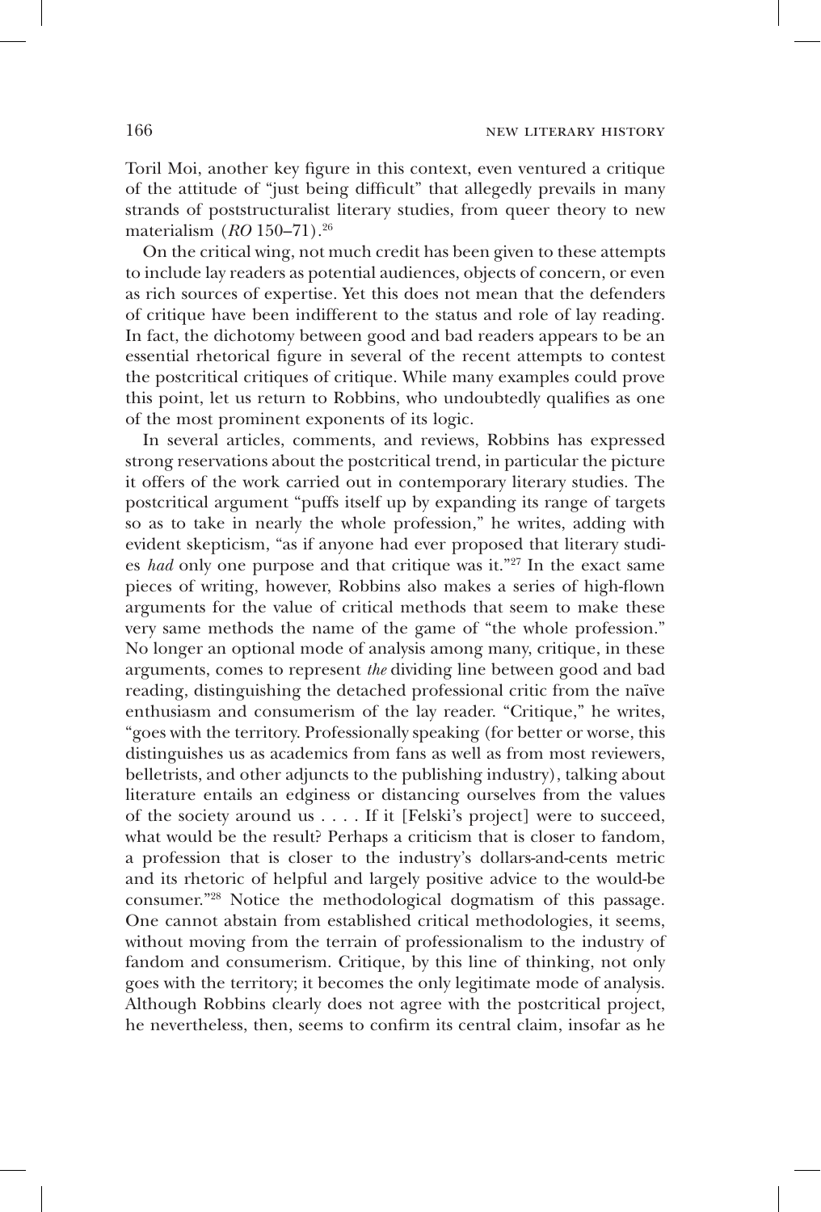Toril Moi, another key figure in this context, even ventured a critique of the attitude of "just being difficult" that allegedly prevails in many strands of poststructuralist literary studies, from queer theory to new materialism (*RO* 150–71).[26]

On the critical wing, not much credit has been given to these attempts to include lay readers as potential audiences, objects of concern, or even as rich sources of expertise. Yet this does not mean that the defenders of critique have been indifferent to the status and role of lay reading. In fact, the dichotomy between good and bad readers appears to be an essential rhetorical figure in several of the recent attempts to contest the postcritical critiques of critique. While many examples could prove this point, let us return to Robbins, who undoubtedly qualifies as one of the most prominent exponents of its logic.

In several articles, comments, and reviews, Robbins has expressed strong reservations about the postcritical trend, in particular the picture it offers of the work carried out in contemporary literary studies. The postcritical argument "puffs itself up by expanding its range of targets so as to take in nearly the whole profession," he writes, adding with evident skepticism, "as if anyone had ever proposed that literary studies *had* only one purpose and that critique was it."[27] In the exact same pieces of writing, however, Robbins also makes a series of high-flown arguments for the value of critical methods that seem to make these very same methods the name of the game of "the whole profession." No longer an optional mode of analysis among many, critique, in these arguments, comes to represent *the* dividing line between good and bad reading, distinguishing the detached professional critic from the naïve enthusiasm and consumerism of the lay reader. "Critique," he writes, "goes with the territory. Professionally speaking (for better or worse, this distinguishes us as academics from fans as well as from most reviewers, belletrists, and other adjuncts to the publishing industry), talking about literature entails an edginess or distancing ourselves from the values of the society around us . . . . If it [Felski's project] were to succeed, what would be the result? Perhaps a criticism that is closer to fandom, a profession that is closer to the industry's dollars-and-cents metric and its rhetoric of helpful and largely positive advice to the would-be consumer."[28] Notice the methodological dogmatism of this passage. One cannot abstain from established critical methodologies, it seems, without moving from the terrain of professionalism to the industry of fandom and consumerism. Critique, by this line of thinking, not only goes with the territory; it becomes the only legitimate mode of analysis. Although Robbins clearly does not agree with the postcritical project, he nevertheless, then, seems to confirm its central claim, insofar as he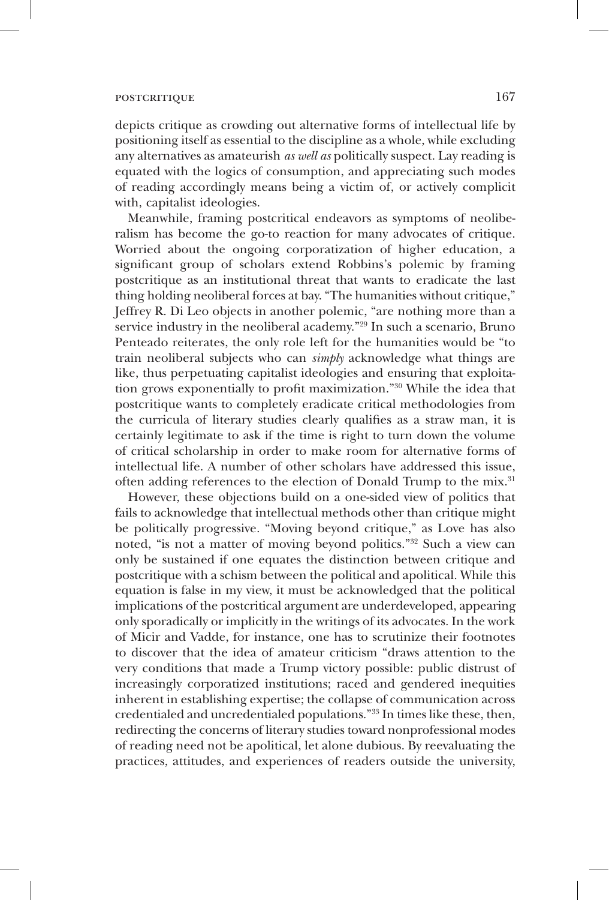depicts critique as crowding out alternative forms of intellectual life by positioning itself as essential to the discipline as a whole, while excluding any alternatives as amateurish *as well as* politically suspect. Lay reading is equated with the logics of consumption, and appreciating such modes of reading accordingly means being a victim of, or actively complicit with, capitalist ideologies.

Meanwhile, framing postcritical endeavors as symptoms of neoliberalism has become the go-to reaction for many advocates of critique. Worried about the ongoing corporatization of higher education, a significant group of scholars extend Robbins's polemic by framing postcritique as an institutional threat that wants to eradicate the last thing holding neoliberal forces at bay. "The humanities without critique," Jeffrey R. Di Leo objects in another polemic, "are nothing more than a service industry in the neoliberal academy."[29] In such a scenario, Bruno Penteado reiterates, the only role left for the humanities would be "to train neoliberal subjects who can *simply* acknowledge what things are like, thus perpetuating capitalist ideologies and ensuring that exploitation grows exponentially to profit maximization."[30] While the idea that postcritique wants to completely eradicate critical methodologies from the curricula of literary studies clearly qualifies as a straw man, it is certainly legitimate to ask if the time is right to turn down the volume of critical scholarship in order to make room for alternative forms of intellectual life. A number of other scholars have addressed this issue, often adding references to the election of Donald Trump to the mix.[31]

However, these objections build on a one-sided view of politics that fails to acknowledge that intellectual methods other than critique might be politically progressive. "Moving beyond critique," as Love has also noted, "is not a matter of moving beyond politics."[32] Such a view can only be sustained if one equates the distinction between critique and postcritique with a schism between the political and apolitical. While this equation is false in my view, it must be acknowledged that the political implications of the postcritical argument are underdeveloped, appearing only sporadically or implicitly in the writings of its advocates. In the work of Micir and Vadde, for instance, one has to scrutinize their footnotes to discover that the idea of amateur criticism "draws attention to the very conditions that made a Trump victory possible: public distrust of increasingly corporatized institutions; raced and gendered inequities inherent in establishing expertise; the collapse of communication across credentialed and uncredentialed populations."[33] In times like these, then, redirecting the concerns of literary studies toward nonprofessional modes of reading need not be apolitical, let alone dubious. By reevaluating the practices, attitudes, and experiences of readers outside the university,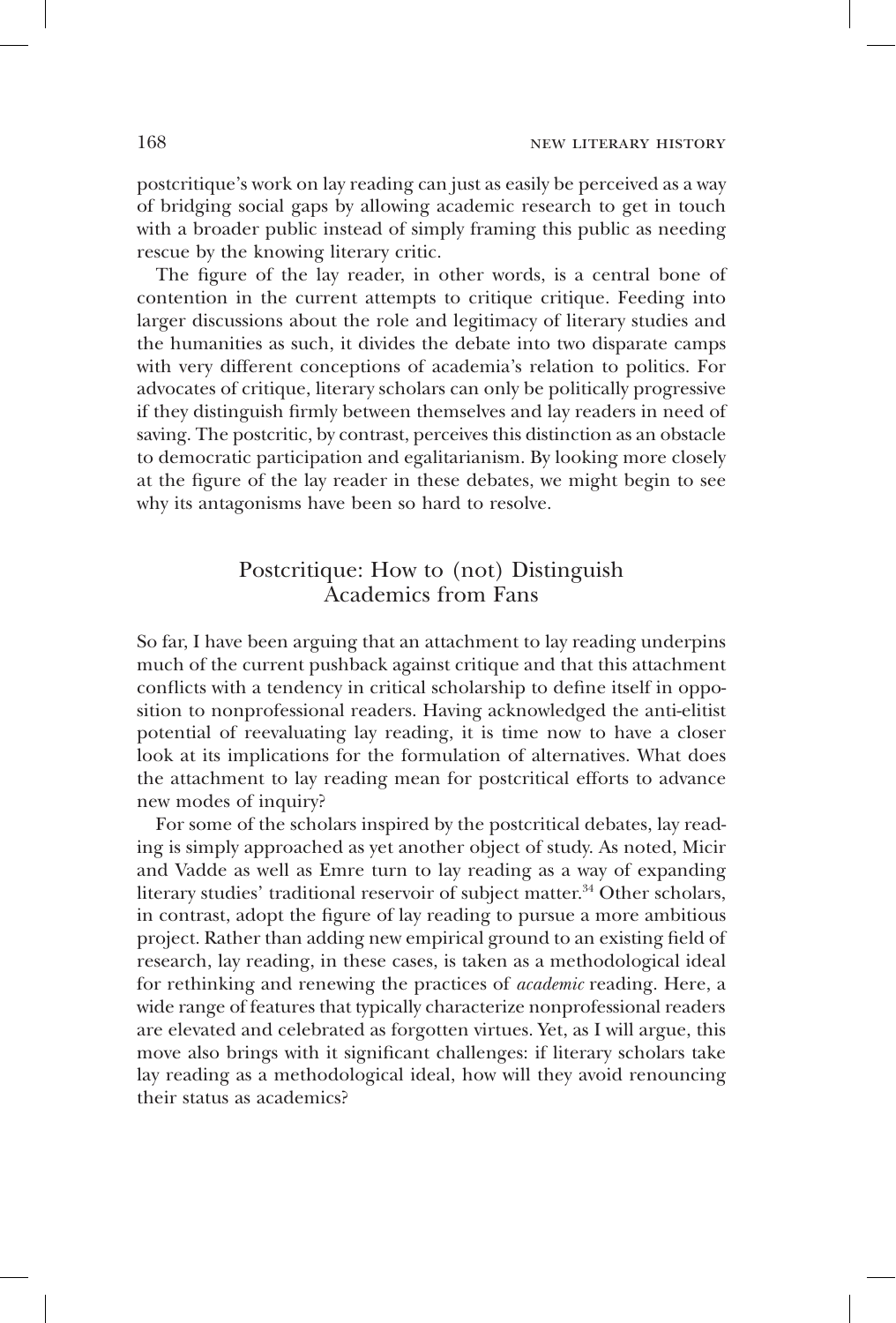postcritique's work on lay reading can just as easily be perceived as a way of bridging social gaps by allowing academic research to get in touch with a broader public instead of simply framing this public as needing rescue by the knowing literary critic.

The figure of the lay reader, in other words, is a central bone of contention in the current attempts to critique critique. Feeding into larger discussions about the role and legitimacy of literary studies and the humanities as such, it divides the debate into two disparate camps with very different conceptions of academia's relation to politics. For advocates of critique, literary scholars can only be politically progressive if they distinguish firmly between themselves and lay readers in need of saving. The postcritic, by contrast, perceives this distinction as an obstacle to democratic participation and egalitarianism. By looking more closely at the figure of the lay reader in these debates, we might begin to see why its antagonisms have been so hard to resolve.

## Postcritique: How to (not) Distinguish Academics from Fans

So far, I have been arguing that an attachment to lay reading underpins much of the current pushback against critique and that this attachment conflicts with a tendency in critical scholarship to define itself in opposition to nonprofessional readers. Having acknowledged the anti-elitist potential of reevaluating lay reading, it is time now to have a closer look at its implications for the formulation of alternatives. What does the attachment to lay reading mean for postcritical efforts to advance new modes of inquiry?

For some of the scholars inspired by the postcritical debates, lay reading is simply approached as yet another object of study. As noted, Micir and Vadde as well as Emre turn to lay reading as a way of expanding literary studies' traditional reservoir of subject matter.[34] Other scholars, in contrast, adopt the figure of lay reading to pursue a more ambitious project. Rather than adding new empirical ground to an existing field of research, lay reading, in these cases, is taken as a methodological ideal for rethinking and renewing the practices of *academic* reading. Here, a wide range of features that typically characterize nonprofessional readers are elevated and celebrated as forgotten virtues. Yet, as I will argue, this move also brings with it significant challenges: if literary scholars take lay reading as a methodological ideal, how will they avoid renouncing their status as academics?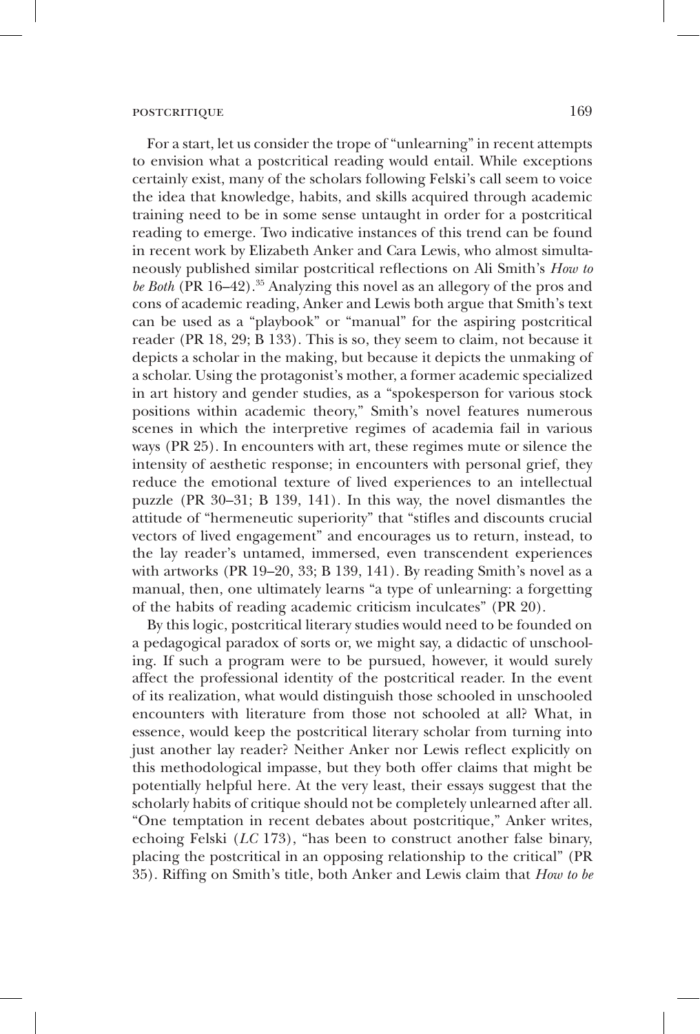For a start, let us consider the trope of "unlearning" in recent attempts to envision what a postcritical reading would entail. While exceptions certainly exist, many of the scholars following Felski's call seem to voice the idea that knowledge, habits, and skills acquired through academic training need to be in some sense untaught in order for a postcritical reading to emerge. Two indicative instances of this trend can be found in recent work by Elizabeth Anker and Cara Lewis, who almost simultaneously published similar postcritical reflections on Ali Smith's *How to be Both* (PR 16–42).[35] Analyzing this novel as an allegory of the pros and cons of academic reading, Anker and Lewis both argue that Smith's text can be used as a "playbook" or "manual" for the aspiring postcritical reader (PR 18, 29; B 133). This is so, they seem to claim, not because it depicts a scholar in the making, but because it depicts the unmaking of a scholar. Using the protagonist's mother, a former academic specialized in art history and gender studies, as a "spokesperson for various stock positions within academic theory," Smith's novel features numerous scenes in which the interpretive regimes of academia fail in various ways (PR 25). In encounters with art, these regimes mute or silence the intensity of aesthetic response; in encounters with personal grief, they reduce the emotional texture of lived experiences to an intellectual puzzle (PR 30–31; B 139, 141). In this way, the novel dismantles the attitude of "hermeneutic superiority" that "stifles and discounts crucial vectors of lived engagement" and encourages us to return, instead, to the lay reader's untamed, immersed, even transcendent experiences with artworks (PR 19–20, 33; B 139, 141). By reading Smith's novel as a manual, then, one ultimately learns "a type of unlearning: a forgetting of the habits of reading academic criticism inculcates" (PR 20).

By this logic, postcritical literary studies would need to be founded on a pedagogical paradox of sorts or, we might say, a didactic of unschooling. If such a program were to be pursued, however, it would surely affect the professional identity of the postcritical reader. In the event of its realization, what would distinguish those schooled in unschooled encounters with literature from those not schooled at all? What, in essence, would keep the postcritical literary scholar from turning into just another lay reader? Neither Anker nor Lewis reflect explicitly on this methodological impasse, but they both offer claims that might be potentially helpful here. At the very least, their essays suggest that the scholarly habits of critique should not be completely unlearned after all. "One temptation in recent debates about postcritique," Anker writes, echoing Felski (*LC* 173), "has been to construct another false binary, placing the postcritical in an opposing relationship to the critical" (PR 35). Riffing on Smith's title, both Anker and Lewis claim that *How to be*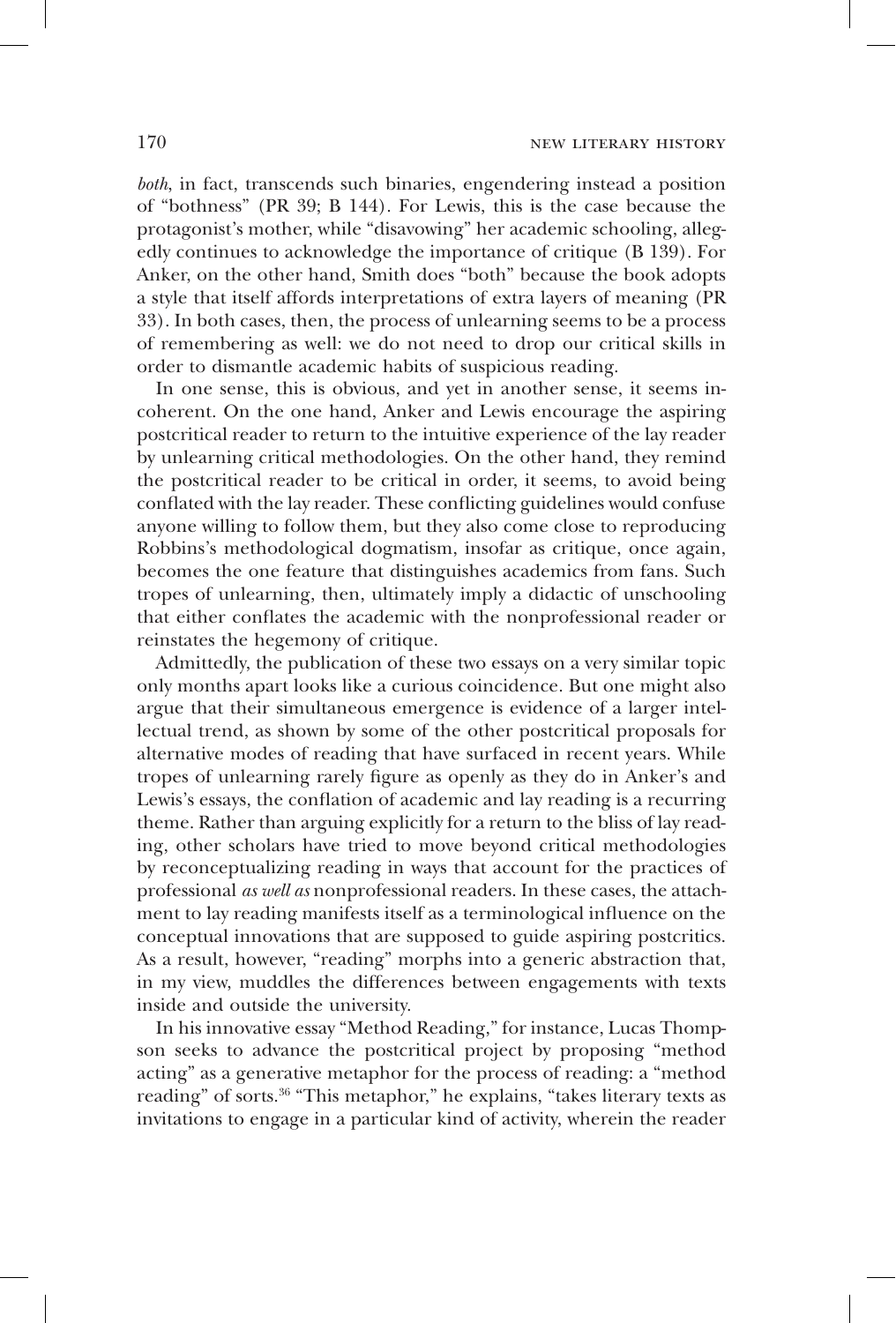*both*, in fact, transcends such binaries, engendering instead a position of "bothness" (PR 39; B 144). For Lewis, this is the case because the protagonist's mother, while "disavowing" her academic schooling, allegedly continues to acknowledge the importance of critique (B 139). For Anker, on the other hand, Smith does "both" because the book adopts a style that itself affords interpretations of extra layers of meaning (PR 33). In both cases, then, the process of unlearning seems to be a process of remembering as well: we do not need to drop our critical skills in order to dismantle academic habits of suspicious reading.

In one sense, this is obvious, and yet in another sense, it seems incoherent. On the one hand, Anker and Lewis encourage the aspiring postcritical reader to return to the intuitive experience of the lay reader by unlearning critical methodologies. On the other hand, they remind the postcritical reader to be critical in order, it seems, to avoid being conflated with the lay reader. These conflicting guidelines would confuse anyone willing to follow them, but they also come close to reproducing Robbins's methodological dogmatism, insofar as critique, once again, becomes the one feature that distinguishes academics from fans. Such tropes of unlearning, then, ultimately imply a didactic of unschooling that either conflates the academic with the nonprofessional reader or reinstates the hegemony of critique.

Admittedly, the publication of these two essays on a very similar topic only months apart looks like a curious coincidence. But one might also argue that their simultaneous emergence is evidence of a larger intellectual trend, as shown by some of the other postcritical proposals for alternative modes of reading that have surfaced in recent years. While tropes of unlearning rarely figure as openly as they do in Anker's and Lewis's essays, the conflation of academic and lay reading is a recurring theme. Rather than arguing explicitly for a return to the bliss of lay reading, other scholars have tried to move beyond critical methodologies by reconceptualizing reading in ways that account for the practices of professional *as well as* nonprofessional readers. In these cases, the attachment to lay reading manifests itself as a terminological influence on the conceptual innovations that are supposed to guide aspiring postcritics. As a result, however, "reading" morphs into a generic abstraction that, in my view, muddles the differences between engagements with texts inside and outside the university.

In his innovative essay "Method Reading," for instance, Lucas Thompson seeks to advance the postcritical project by proposing "method acting" as a generative metaphor for the process of reading: a "method reading" of sorts.[36] "This metaphor," he explains, "takes literary texts as invitations to engage in a particular kind of activity, wherein the reader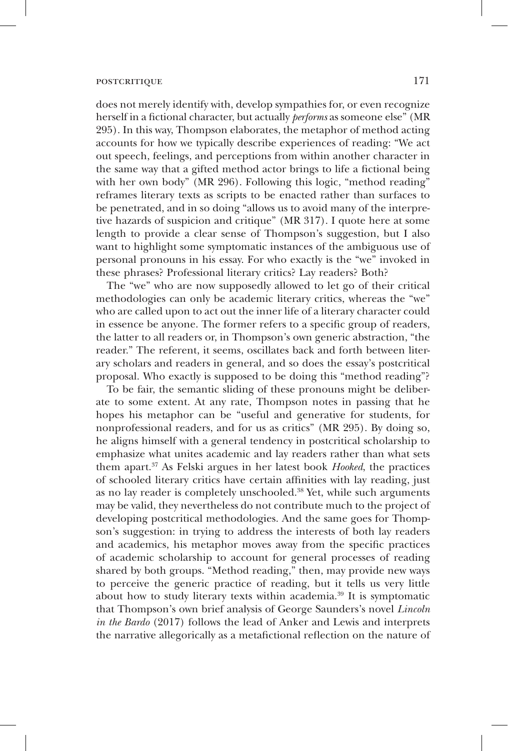does not merely identify with, develop sympathies for, or even recognize herself in a fictional character, but actually *performs* as someone else" (MR 295). In this way, Thompson elaborates, the metaphor of method acting accounts for how we typically describe experiences of reading: "We act out speech, feelings, and perceptions from within another character in the same way that a gifted method actor brings to life a fictional being with her own body" (MR 296). Following this logic, "method reading" reframes literary texts as scripts to be enacted rather than surfaces to be penetrated, and in so doing "allows us to avoid many of the interpretive hazards of suspicion and critique" (MR 317). I quote here at some length to provide a clear sense of Thompson's suggestion, but I also want to highlight some symptomatic instances of the ambiguous use of personal pronouns in his essay. For who exactly is the "we" invoked in these phrases? Professional literary critics? Lay readers? Both?

The "we" who are now supposedly allowed to let go of their critical methodologies can only be academic literary critics, whereas the "we" who are called upon to act out the inner life of a literary character could in essence be anyone. The former refers to a specific group of readers, the latter to all readers or, in Thompson's own generic abstraction, "the reader." The referent, it seems, oscillates back and forth between literary scholars and readers in general, and so does the essay's postcritical proposal. Who exactly is supposed to be doing this "method reading"?

To be fair, the semantic sliding of these pronouns might be deliberate to some extent. At any rate, Thompson notes in passing that he hopes his metaphor can be "useful and generative for students, for nonprofessional readers, and for us as critics" (MR 295). By doing so, he aligns himself with a general tendency in postcritical scholarship to emphasize what unites academic and lay readers rather than what sets them apart.[37] As Felski argues in her latest book *Hooked*, the practices of schooled literary critics have certain affinities with lay reading, just as no lay reader is completely unschooled.[38] Yet, while such arguments may be valid, they nevertheless do not contribute much to the project of developing postcritical methodologies. And the same goes for Thompson's suggestion: in trying to address the interests of both lay readers and academics, his metaphor moves away from the specific practices of academic scholarship to account for general processes of reading shared by both groups. "Method reading," then, may provide new ways to perceive the generic practice of reading, but it tells us very little about how to study literary texts within academia.[39] It is symptomatic that Thompson's own brief analysis of George Saunders's novel *Lincoln in the Bardo* (2017) follows the lead of Anker and Lewis and interprets the narrative allegorically as a metafictional reflection on the nature of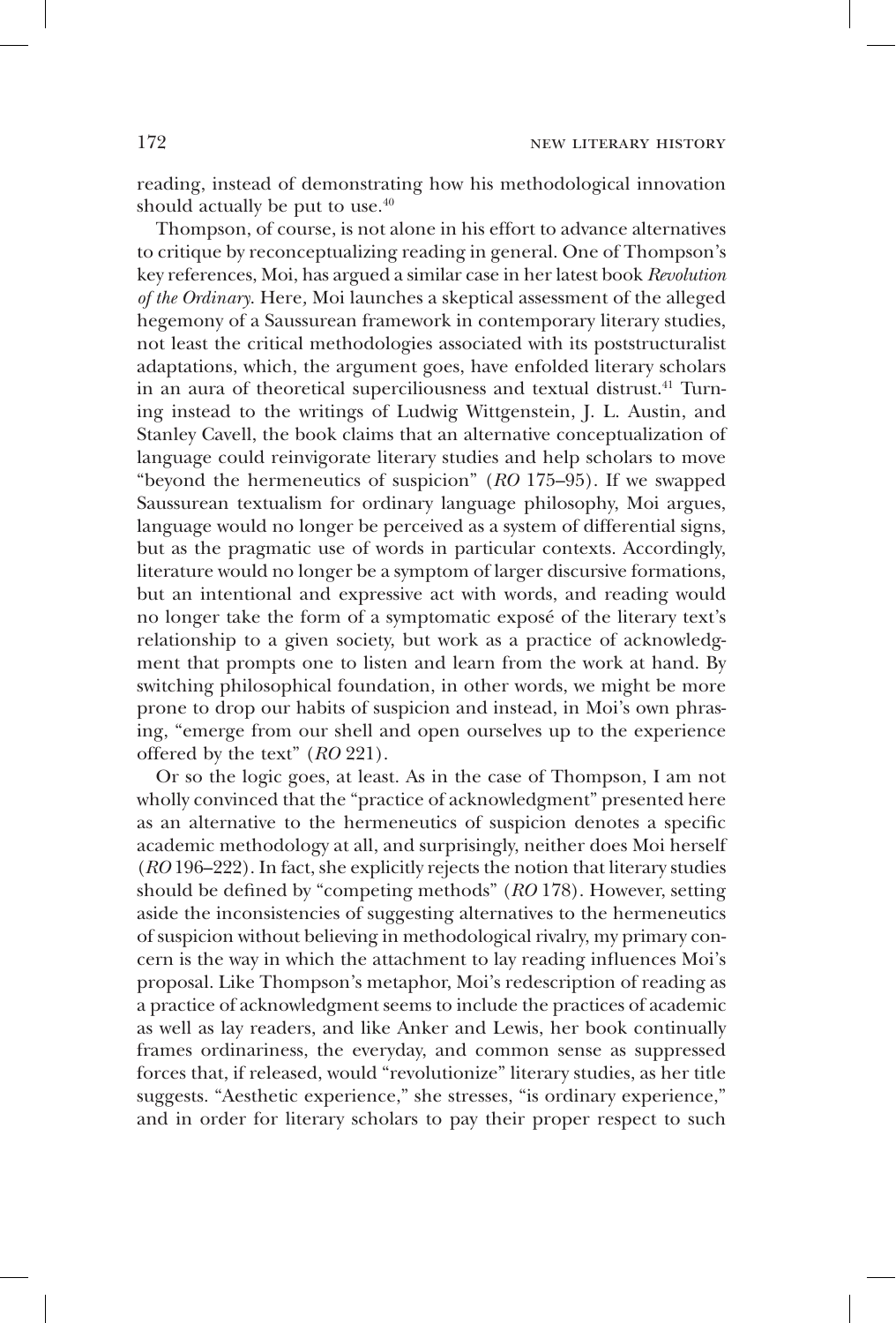reading, instead of demonstrating how his methodological innovation should actually be put to use.[40]

Thompson, of course, is not alone in his effort to advance alternatives to critique by reconceptualizing reading in general. One of Thompson's key references, Moi, has argued a similar case in her latest book *Revolution of the Ordinary*. Here, Moi launches a skeptical assessment of the alleged hegemony of a Saussurean framework in contemporary literary studies, not least the critical methodologies associated with its poststructuralist adaptations, which, the argument goes, have enfolded literary scholars in an aura of theoretical superciliousness and textual distrust.[41] Turning instead to the writings of Ludwig Wittgenstein, J. L. Austin, and Stanley Cavell, the book claims that an alternative conceptualization of language could reinvigorate literary studies and help scholars to move "beyond the hermeneutics of suspicion" (*RO* 175–95). If we swapped Saussurean textualism for ordinary language philosophy, Moi argues, language would no longer be perceived as a system of differential signs, but as the pragmatic use of words in particular contexts. Accordingly, literature would no longer be a symptom of larger discursive formations, but an intentional and expressive act with words, and reading would no longer take the form of a symptomatic exposé of the literary text's relationship to a given society, but work as a practice of acknowledgment that prompts one to listen and learn from the work at hand. By switching philosophical foundation, in other words, we might be more prone to drop our habits of suspicion and instead, in Moi's own phrasing, "emerge from our shell and open ourselves up to the experience offered by the text" (*RO* 221).

Or so the logic goes, at least. As in the case of Thompson, I am not wholly convinced that the "practice of acknowledgment" presented here as an alternative to the hermeneutics of suspicion denotes a specific academic methodology at all, and surprisingly, neither does Moi herself (*RO* 196–222). In fact, she explicitly rejects the notion that literary studies should be defined by "competing methods" (*RO* 178). However, setting aside the inconsistencies of suggesting alternatives to the hermeneutics of suspicion without believing in methodological rivalry, my primary concern is the way in which the attachment to lay reading influences Moi's proposal. Like Thompson's metaphor, Moi's redescription of reading as a practice of acknowledgment seems to include the practices of academic as well as lay readers, and like Anker and Lewis, her book continually frames ordinariness, the everyday, and common sense as suppressed forces that, if released, would "revolutionize" literary studies, as her title suggests. "Aesthetic experience," she stresses, "is ordinary experience," and in order for literary scholars to pay their proper respect to such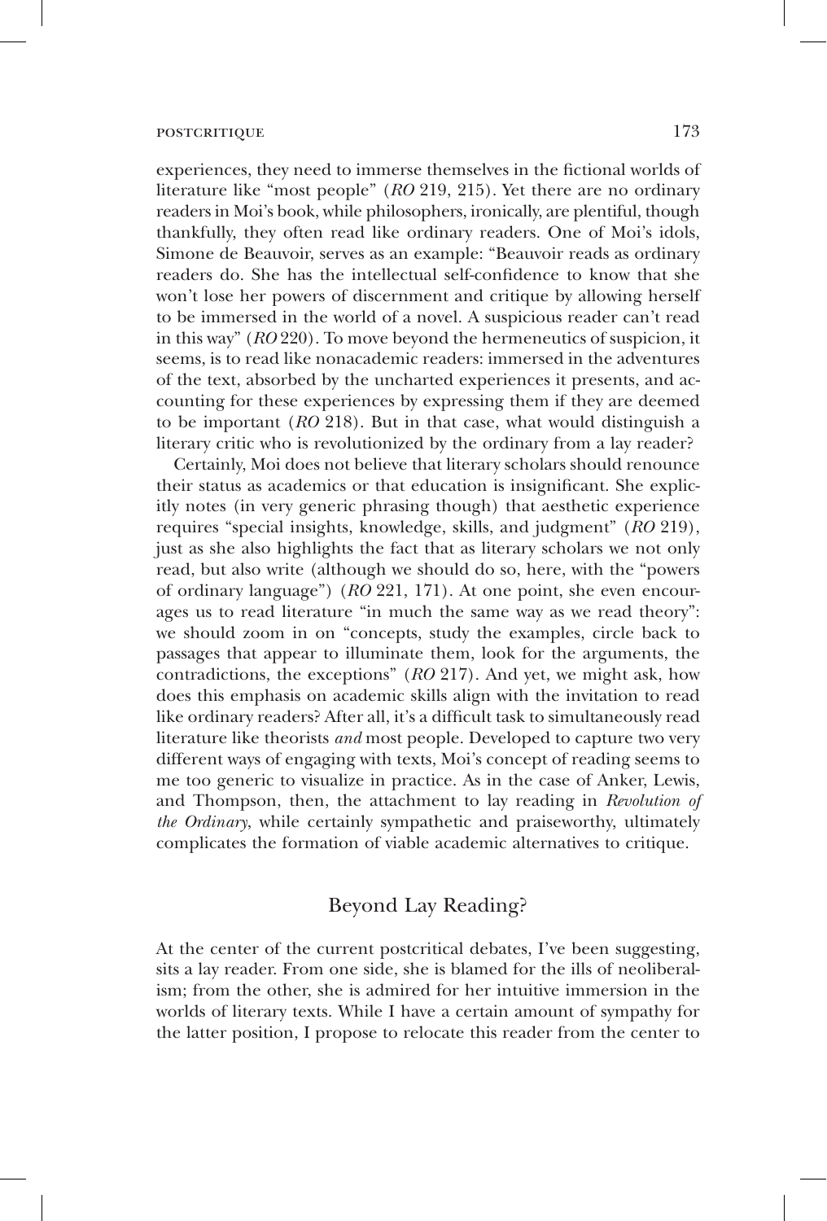experiences, they need to immerse themselves in the fictional worlds of literature like "most people" (*RO* 219, 215). Yet there are no ordinary readers in Moi's book, while philosophers, ironically, are plentiful, though thankfully, they often read like ordinary readers. One of Moi's idols, Simone de Beauvoir, serves as an example: "Beauvoir reads as ordinary readers do. She has the intellectual self-confidence to know that she won't lose her powers of discernment and critique by allowing herself to be immersed in the world of a novel. A suspicious reader can't read in this way" (*RO* 220). To move beyond the hermeneutics of suspicion, it seems, is to read like nonacademic readers: immersed in the adventures of the text, absorbed by the uncharted experiences it presents, and accounting for these experiences by expressing them if they are deemed to be important (*RO* 218). But in that case, what would distinguish a literary critic who is revolutionized by the ordinary from a lay reader?

Certainly, Moi does not believe that literary scholars should renounce their status as academics or that education is insignificant. She explicitly notes (in very generic phrasing though) that aesthetic experience requires "special insights, knowledge, skills, and judgment" (*RO* 219), just as she also highlights the fact that as literary scholars we not only read, but also write (although we should do so, here, with the "powers of ordinary language") (*RO* 221, 171). At one point, she even encourages us to read literature "in much the same way as we read theory": we should zoom in on "concepts, study the examples, circle back to passages that appear to illuminate them, look for the arguments, the contradictions, the exceptions" (*RO* 217). And yet, we might ask, how does this emphasis on academic skills align with the invitation to read like ordinary readers? After all, it's a difficult task to simultaneously read literature like theorists *and* most people. Developed to capture two very different ways of engaging with texts, Moi's concept of reading seems to me too generic to visualize in practice. As in the case of Anker, Lewis, and Thompson, then, the attachment to lay reading in *Revolution of the Ordinary*, while certainly sympathetic and praiseworthy, ultimately complicates the formation of viable academic alternatives to critique.

## Beyond Lay Reading?

At the center of the current postcritical debates, I've been suggesting, sits a lay reader. From one side, she is blamed for the ills of neoliberalism; from the other, she is admired for her intuitive immersion in the worlds of literary texts. While I have a certain amount of sympathy for the latter position, I propose to relocate this reader from the center to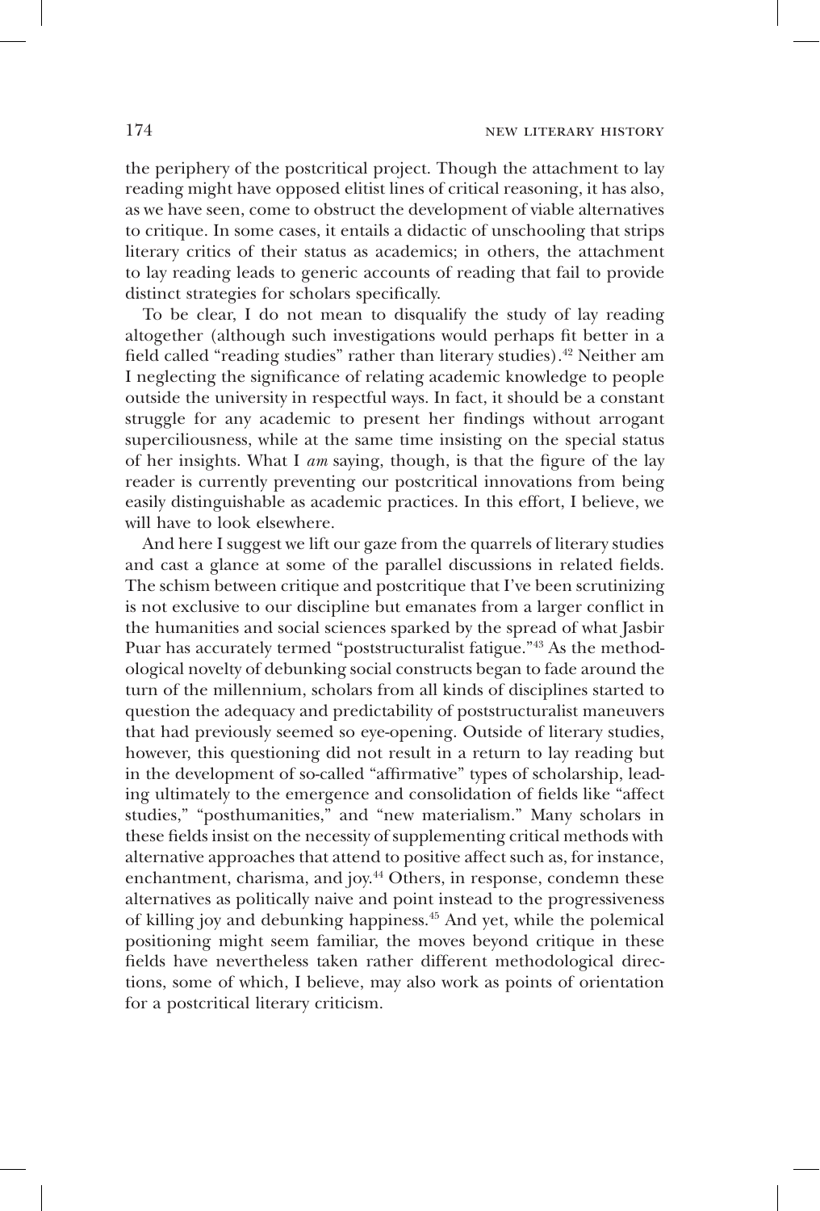the periphery of the postcritical project. Though the attachment to lay reading might have opposed elitist lines of critical reasoning, it has also, as we have seen, come to obstruct the development of viable alternatives to critique. In some cases, it entails a didactic of unschooling that strips literary critics of their status as academics; in others, the attachment to lay reading leads to generic accounts of reading that fail to provide distinct strategies for scholars specifically.

To be clear, I do not mean to disqualify the study of lay reading altogether (although such investigations would perhaps fit better in a field called "reading studies" rather than literary studies).[42] Neither am I neglecting the significance of relating academic knowledge to people outside the university in respectful ways. In fact, it should be a constant struggle for any academic to present her findings without arrogant superciliousness, while at the same time insisting on the special status of her insights. What I *am* saying, though, is that the figure of the lay reader is currently preventing our postcritical innovations from being easily distinguishable as academic practices. In this effort, I believe, we will have to look elsewhere.

And here I suggest we lift our gaze from the quarrels of literary studies and cast a glance at some of the parallel discussions in related fields. The schism between critique and postcritique that I've been scrutinizing is not exclusive to our discipline but emanates from a larger conflict in the humanities and social sciences sparked by the spread of what Jasbir Puar has accurately termed "poststructuralist fatigue."[43] As the methodological novelty of debunking social constructs began to fade around the turn of the millennium, scholars from all kinds of disciplines started to question the adequacy and predictability of poststructuralist maneuvers that had previously seemed so eye-opening. Outside of literary studies, however, this questioning did not result in a return to lay reading but in the development of so-called "affirmative" types of scholarship, leading ultimately to the emergence and consolidation of fields like "affect studies," "posthumanities," and "new materialism." Many scholars in these fields insist on the necessity of supplementing critical methods with alternative approaches that attend to positive affect such as, for instance, enchantment, charisma, and joy.[44] Others, in response, condemn these alternatives as politically naive and point instead to the progressiveness of killing joy and debunking happiness.[45] And yet, while the polemical positioning might seem familiar, the moves beyond critique in these fields have nevertheless taken rather different methodological directions, some of which, I believe, may also work as points of orientation for a postcritical literary criticism.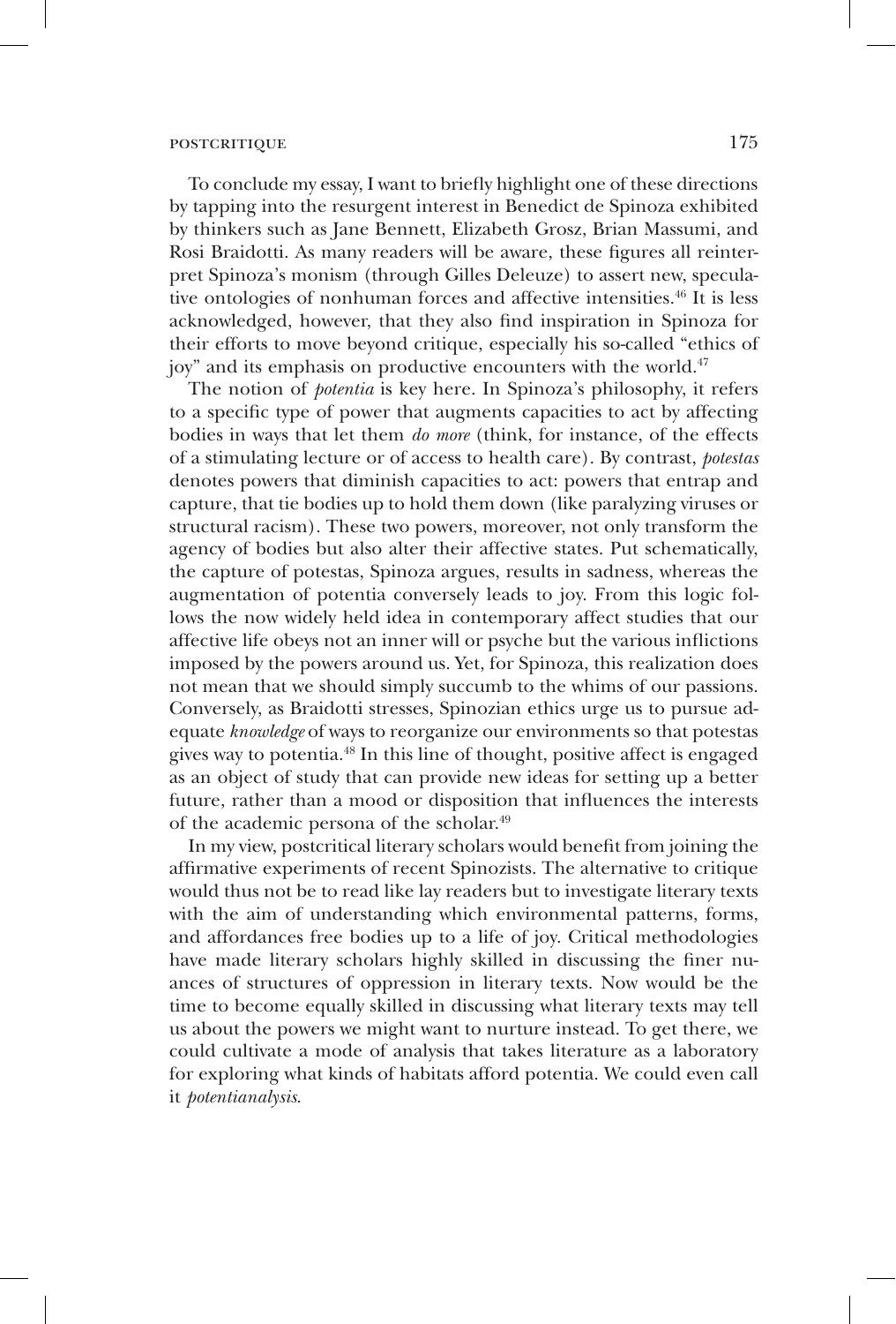To conclude my essay, I want to briefly highlight one of these directions by tapping into the resurgent interest in Benedict de Spinoza exhibited by thinkers such as Jane Bennett, Elizabeth Grosz, Brian Massumi, and Rosi Braidotti. As many readers will be aware, these figures all reinterpret Spinoza's monism (through Gilles Deleuze) to assert new, speculative ontologies of nonhuman forces and affective intensities.[46] It is less acknowledged, however, that they also find inspiration in Spinoza for their efforts to move beyond critique, especially his so-called "ethics of joy" and its emphasis on productive encounters with the world.[47]

The notion of *potentia* is key here. In Spinoza's philosophy, it refers to a specific type of power that augments capacities to act by affecting bodies in ways that let them *do more* (think, for instance, of the effects of a stimulating lecture or of access to health care). By contrast, *potestas* denotes powers that diminish capacities to act: powers that entrap and capture, that tie bodies up to hold them down (like paralyzing viruses or structural racism). These two powers, moreover, not only transform the agency of bodies but also alter their affective states. Put schematically, the capture of potestas, Spinoza argues, results in sadness, whereas the augmentation of potentia conversely leads to joy. From this logic follows the now widely held idea in contemporary affect studies that our affective life obeys not an inner will or psyche but the various inflictions imposed by the powers around us. Yet, for Spinoza, this realization does not mean that we should simply succumb to the whims of our passions. Conversely, as Braidotti stresses, Spinozian ethics urge us to pursue adequate *knowledge* of ways to reorganize our environments so that potestas gives way to potentia.[48] In this line of thought, positive affect is engaged as an object of study that can provide new ideas for setting up a better future, rather than a mood or disposition that influences the interests of the academic persona of the scholar.[49]

In my view, postcritical literary scholars would benefit from joining the affirmative experiments of recent Spinozists. The alternative to critique would thus not be to read like lay readers but to investigate literary texts with the aim of understanding which environmental patterns, forms, and affordances free bodies up to a life of joy. Critical methodologies have made literary scholars highly skilled in discussing the finer nuances of structures of oppression in literary texts. Now would be the time to become equally skilled in discussing what literary texts may tell us about the powers we might want to nurture instead. To get there, we could cultivate a mode of analysis that takes literature as a laboratory for exploring what kinds of habitats afford potentia. We could even call it *potentianalysis*.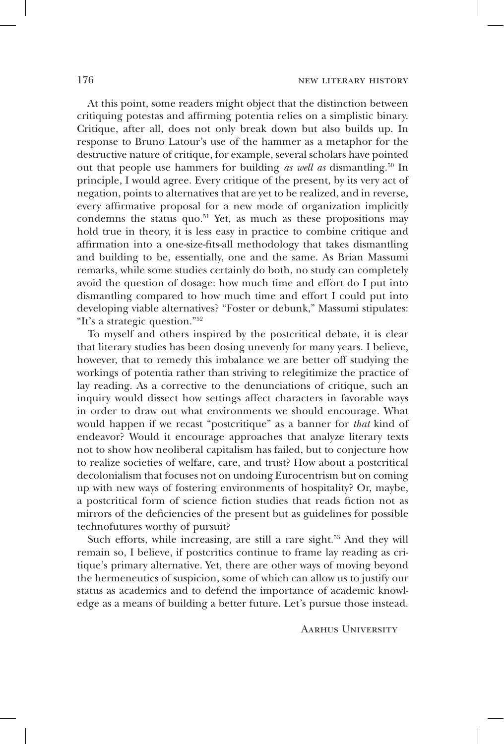At this point, some readers might object that the distinction between critiquing potestas and affirming potentia relies on a simplistic binary. Critique, after all, does not only break down but also builds up. In response to Bruno Latour's use of the hammer as a metaphor for the destructive nature of critique, for example, several scholars have pointed out that people use hammers for building *as well as* dismantling.[50] In principle, I would agree. Every critique of the present, by its very act of negation, points to alternatives that are yet to be realized, and in reverse, every affirmative proposal for a new mode of organization implicitly condemns the status quo.[51] Yet, as much as these propositions may hold true in theory, it is less easy in practice to combine critique and affirmation into a one-size-fits-all methodology that takes dismantling and building to be, essentially, one and the same. As Brian Massumi remarks, while some studies certainly do both, no study can completely avoid the question of dosage: how much time and effort do I put into dismantling compared to how much time and effort I could put into developing viable alternatives? "Foster or debunk," Massumi stipulates: "It's a strategic question."[52]

To myself and others inspired by the postcritical debate, it is clear that literary studies has been dosing unevenly for many years. I believe, however, that to remedy this imbalance we are better off studying the workings of potentia rather than striving to relegitimize the practice of lay reading. As a corrective to the denunciations of critique, such an inquiry would dissect how settings affect characters in favorable ways in order to draw out what environments we should encourage. What would happen if we recast "postcritique" as a banner for *that* kind of endeavor? Would it encourage approaches that analyze literary texts not to show how neoliberal capitalism has failed, but to conjecture how to realize societies of welfare, care, and trust? How about a postcritical decolonialism that focuses not on undoing Eurocentrism but on coming up with new ways of fostering environments of hospitality? Or, maybe, a postcritical form of science fiction studies that reads fiction not as mirrors of the deficiencies of the present but as guidelines for possible technofutures worthy of pursuit?

Such efforts, while increasing, are still a rare sight.[53] And they will remain so, I believe, if postcritics continue to frame lay reading as critique's primary alternative. Yet, there are other ways of moving beyond the hermeneutics of suspicion, some of which can allow us to justify our status as academics and to defend the importance of academic knowledge as a means of building a better future. Let's pursue those instead.

Aarhus University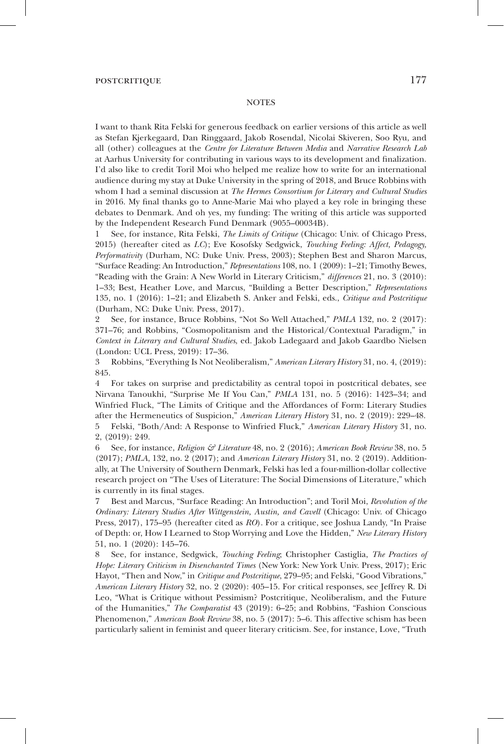## NOTES

I want to thank Rita Felski for generous feedback on earlier versions of this article as well as Stefan Kjerkegaard, Dan Ringgaard, Jakob Rosendal, Nicolai Skiveren, Soo Ryu, and all (other) colleagues at the *Centre for Literature Between Media* and *Narrative Research Lab* at Aarhus University for contributing in various ways to its development and finalization. I'd also like to credit Toril Moi who helped me realize how to write for an international audience during my stay at Duke University in the spring of 2018, and Bruce Robbins with whom I had a seminal discussion at *The Hermes Consortium for Literary and Cultural Studies* in 2016. My final thanks go to Anne-Marie Mai who played a key role in bringing these debates to Denmark. And oh yes, my funding: The writing of this article was supported by the Independent Research Fund Denmark (9055–00034B).

1 See, for instance, Rita Felski, *The Limits of Critique* (Chicago: Univ. of Chicago Press, 2015) (hereafter cited as *LC*); Eve Kosofsky Sedgwick, *Touching Feeling: Affect, Pedagogy, Performativity* (Durham, NC: Duke Univ. Press, 2003); Stephen Best and Sharon Marcus, "Surface Reading: An Introduction," *Representations* 108, no. 1 (2009): 1–21; Timothy Bewes, "Reading with the Grain: A New World in Literary Criticism," *differences* 21, no. 3 (2010): 1–33; Best, Heather Love, and Marcus, "Building a Better Description," *Representations* 135, no. 1 (2016): 1–21; and Elizabeth S. Anker and Felski, eds., *Critique and Postcritique* (Durham, NC: Duke Univ. Press, 2017).

2 See, for instance, Bruce Robbins, "Not So Well Attached," *PMLA* 132, no. 2 (2017): 371–76; and Robbins, "Cosmopolitanism and the Historical/Contextual Paradigm," in *Context in Literary and Cultural Studies*, ed. Jakob Ladegaard and Jakob Gaardbo Nielsen (London: UCL Press, 2019): 17–36.

3 Robbins, "Everything Is Not Neoliberalism," *American Literary History* 31, no. 4, (2019): 845.

4 For takes on surprise and predictability as central topoi in postcritical debates, see Nirvana Tanoukhi, "Surprise Me If You Can," *PMLA* 131, no. 5 (2016): 1423–34; and Winfried Fluck, "The Limits of Critique and the Affordances of Form: Literary Studies after the Hermeneutics of Suspicion," *American Literary History* 31, no. 2 (2019): 229–48.

5 Felski, "Both/And: A Response to Winfried Fluck," *American Literary History* 31, no. 2, (2019): 249.

6 See, for instance, *Religion & Literature* 48, no. 2 (2016); *American Book Review* 38, no. 5 (2017); *PMLA*, 132, no. 2 (2017); and *American Literary History* 31, no. 2 (2019). Additionally, at The University of Southern Denmark, Felski has led a four-million-dollar collective research project on "The Uses of Literature: The Social Dimensions of Literature," which is currently in its final stages.

7 Best and Marcus, "Surface Reading: An Introduction"; and Toril Moi, *Revolution of the Ordinary: Literary Studies After Wittgenstein, Austin, and Cavell* (Chicago: Univ. of Chicago Press, 2017), 175–95 (hereafter cited as *RO*). For a critique, see Joshua Landy, "In Praise of Depth: or, How I Learned to Stop Worrying and Love the Hidden," *New Literary History* 51, no. 1 (2020): 145–76.

8 See, for instance, Sedgwick, *Touching Feeling*; Christopher Castiglia, *The Practices of Hope: Literary Criticism in Disenchanted Times* (New York: New York Univ. Press, 2017); Eric Hayot, "Then and Now," in *Critique and Postcritique*, 279–95; and Felski, "Good Vibrations," *American Literary History* 32, no. 2 (2020): 405–15. For critical responses, see Jeffrey R. Di Leo, "What is Critique without Pessimism? Postcritique, Neoliberalism, and the Future of the Humanities," *The Comparatist* 43 (2019): 6–25; and Robbins, "Fashion Conscious Phenomenon," *American Book Review* 38, no. 5 (2017): 5–6. This affective schism has been particularly salient in feminist and queer literary criticism. See, for instance, Love, "Truth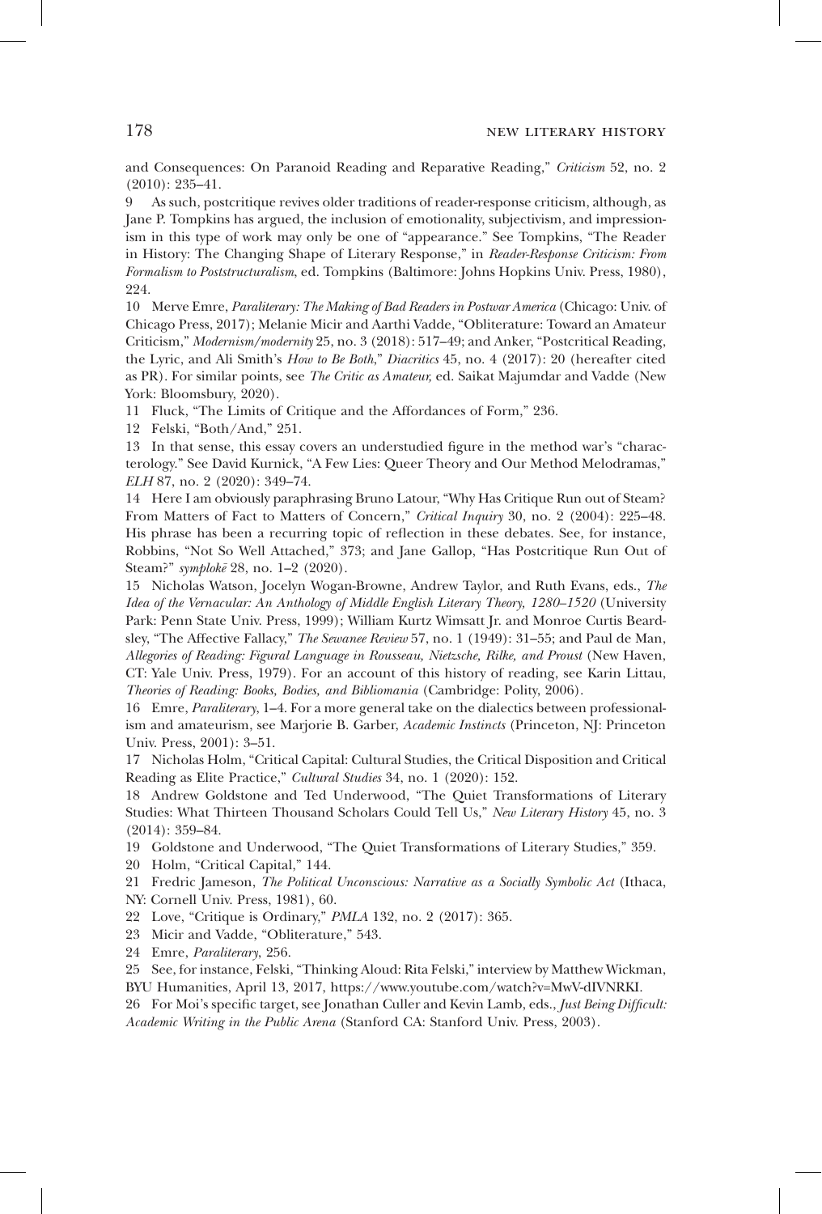and Consequences: On Paranoid Reading and Reparative Reading," *Criticism* 52, no. 2 (2010): 235–41.

9 As such, postcritique revives older traditions of reader-response criticism, although, as Jane P. Tompkins has argued, the inclusion of emotionality, subjectivism, and impressionism in this type of work may only be one of "appearance." See Tompkins, "The Reader in History: The Changing Shape of Literary Response," in *Reader-Response Criticism: From Formalism to Poststructuralism*, ed. Tompkins (Baltimore: Johns Hopkins Univ. Press, 1980), 224.

10 Merve Emre, *Paraliterary: The Making of Bad Readers in Postwar America* (Chicago: Univ. of Chicago Press, 2017); Melanie Micir and Aarthi Vadde, "Obliterature: Toward an Amateur Criticism," *Modernism/modernity* 25, no. 3 (2018): 517–49; and Anker, "Postcritical Reading, the Lyric, and Ali Smith's *How to Be Both*," *Diacritics* 45, no. 4 (2017): 20 (hereafter cited as PR). For similar points, see *The Critic as Amateur,* ed. Saikat Majumdar and Vadde (New York: Bloomsbury, 2020).

11 Fluck, "The Limits of Critique and the Affordances of Form," 236.

12 Felski, "Both/And," 251.

13 In that sense, this essay covers an understudied figure in the method war's "characterology." See David Kurnick, "A Few Lies: Queer Theory and Our Method Melodramas," *ELH* 87, no. 2 (2020): 349–74.

14 Here I am obviously paraphrasing Bruno Latour, "Why Has Critique Run out of Steam? From Matters of Fact to Matters of Concern," *Critical Inquiry* 30, no. 2 (2004): 225–48. His phrase has been a recurring topic of reflection in these debates. See, for instance, Robbins, "Not So Well Attached," 373; and Jane Gallop, "Has Postcritique Run Out of Steam?" *symplokē* 28, no. 1–2 (2020).

15 Nicholas Watson, Jocelyn Wogan-Browne, Andrew Taylor, and Ruth Evans, eds., *The Idea of the Vernacular: An Anthology of Middle English Literary Theory, 1280–1520* (University Park: Penn State Univ. Press, 1999); William Kurtz Wimsatt Jr. and Monroe Curtis Beardsley, "The Affective Fallacy," *The Sewanee Review* 57, no. 1 (1949): 31–55; and Paul de Man, *Allegories of Reading: Figural Language in Rousseau, Nietzsche, Rilke, and Proust* (New Haven, CT: Yale Univ. Press, 1979). For an account of this history of reading, see Karin Littau, *Theories of Reading: Books, Bodies, and Bibliomania* (Cambridge: Polity, 2006).

16 Emre, *Paraliterary*, 1–4. For a more general take on the dialectics between professionalism and amateurism, see Marjorie B. Garber, *Academic Instincts* (Princeton, NJ: Princeton Univ. Press, 2001): 3–51.

17 Nicholas Holm, "Critical Capital: Cultural Studies, the Critical Disposition and Critical Reading as Elite Practice," *Cultural Studies* 34, no. 1 (2020): 152.

18 Andrew Goldstone and Ted Underwood, "The Quiet Transformations of Literary Studies: What Thirteen Thousand Scholars Could Tell Us," *New Literary History* 45, no. 3 (2014): 359–84.

19 Goldstone and Underwood, "The Quiet Transformations of Literary Studies," 359.

20 Holm, "Critical Capital," 144.

21 Fredric Jameson, *The Political Unconscious: Narrative as a Socially Symbolic Act* (Ithaca, NY: Cornell Univ. Press, 1981), 60.

22 Love, "Critique is Ordinary," *PMLA* 132, no. 2 (2017): 365.

23 Micir and Vadde, "Obliterature," 543.

24 Emre, *Paraliterary*, 256.

25 See, for instance, Felski, "Thinking Aloud: Rita Felski," interview by Matthew Wickman, BYU Humanities, April 13, 2017, https://www.youtube.com/watch?v=MwV-dIVNRKI.

26 For Moi's specific target, see Jonathan Culler and Kevin Lamb, eds., *Just Being Difficult: Academic Writing in the Public Arena* (Stanford CA: Stanford Univ. Press, 2003).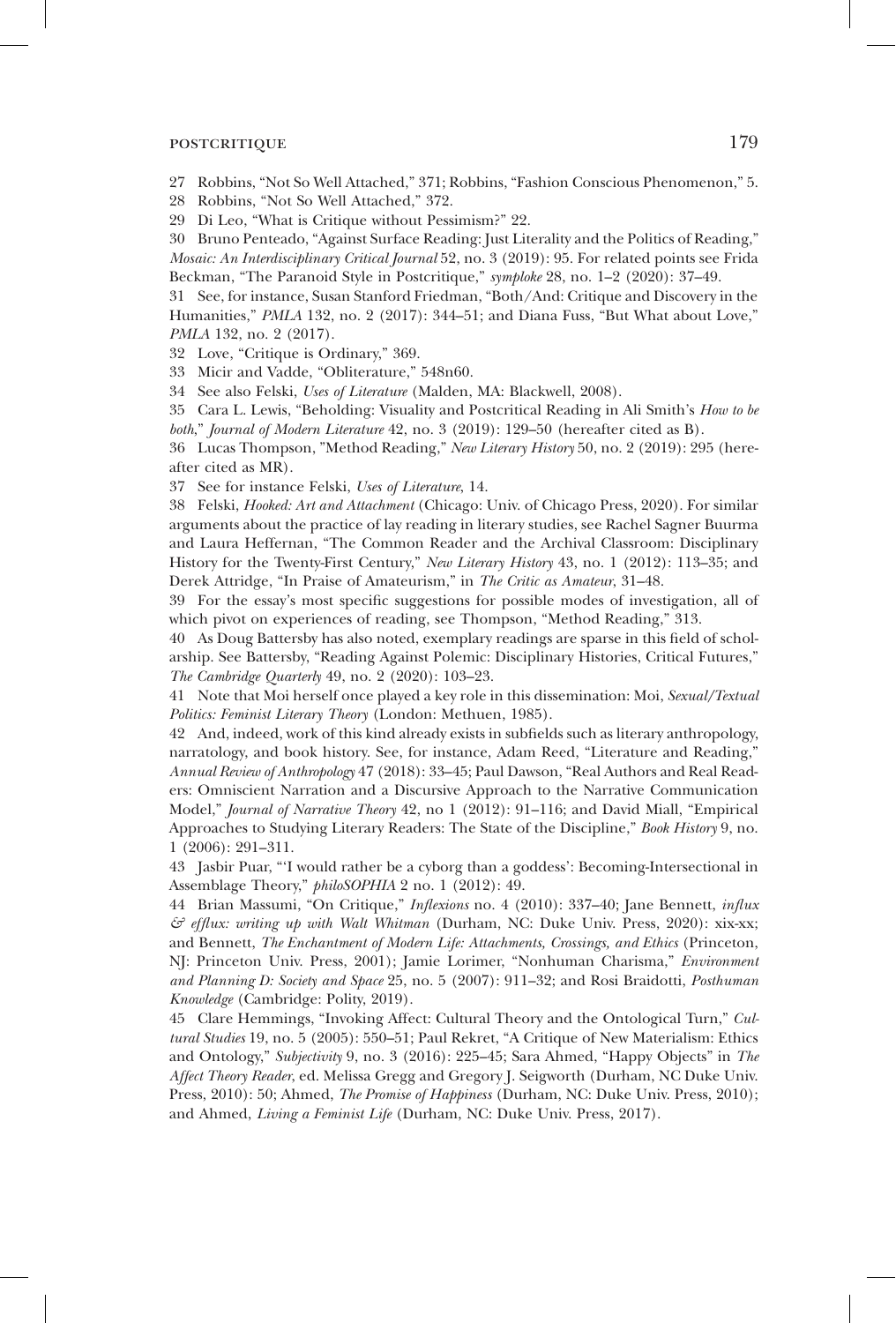27 Robbins, "Not So Well Attached," 371; Robbins, "Fashion Conscious Phenomenon," 5.

28 Robbins, "Not So Well Attached," 372.

29 Di Leo, "What is Critique without Pessimism?" 22.

30 Bruno Penteado, "Against Surface Reading: Just Literality and the Politics of Reading," *Mosaic: An Interdisciplinary Critical Journal* 52, no. 3 (2019): 95. For related points see Frida Beckman, "The Paranoid Style in Postcritique," *symploke* 28, no. 1–2 (2020): 37–49.

31 See, for instance, Susan Stanford Friedman, "Both/And: Critique and Discovery in the Humanities," *PMLA* 132, no. 2 (2017): 344–51; and Diana Fuss, "But What about Love," *PMLA* 132, no. 2 (2017).

32 Love, "Critique is Ordinary," 369.

33 Micir and Vadde, "Obliterature," 548n60.

34 See also Felski, *Uses of Literature* (Malden, MA: Blackwell, 2008).

35 Cara L. Lewis, "Beholding: Visuality and Postcritical Reading in Ali Smith's *How to be both*," *Journal of Modern Literature* 42, no. 3 (2019): 129–50 (hereafter cited as B).

36 Lucas Thompson, "Method Reading," *New Literary History* 50, no. 2 (2019): 295 (hereafter cited as MR).

37 See for instance Felski, *Uses of Literature*, 14.

38 Felski, *Hooked: Art and Attachment* (Chicago: Univ. of Chicago Press, 2020). For similar arguments about the practice of lay reading in literary studies, see Rachel Sagner Buurma and Laura Heffernan, "The Common Reader and the Archival Classroom: Disciplinary History for the Twenty-First Century," *New Literary History* 43, no. 1 (2012): 113–35; and Derek Attridge, "In Praise of Amateurism," in *The Critic as Amateur*, 31–48.

39 For the essay's most specific suggestions for possible modes of investigation, all of which pivot on experiences of reading, see Thompson, "Method Reading," 313.

40 As Doug Battersby has also noted, exemplary readings are sparse in this field of scholarship. See Battersby, "Reading Against Polemic: Disciplinary Histories, Critical Futures," *The Cambridge Quarterly* 49, no. 2 (2020): 103–23.

41 Note that Moi herself once played a key role in this dissemination: Moi, *Sexual/Textual Politics: Feminist Literary Theory* (London: Methuen, 1985).

42 And, indeed, work of this kind already exists in subfields such as literary anthropology, narratology, and book history. See, for instance, Adam Reed, "Literature and Reading," *Annual Review of Anthropology* 47 (2018): 33–45; Paul Dawson, "Real Authors and Real Readers: Omniscient Narration and a Discursive Approach to the Narrative Communication Model," *Journal of Narrative Theory* 42, no 1 (2012): 91–116; and David Miall, "Empirical Approaches to Studying Literary Readers: The State of the Discipline," *Book History* 9, no. 1 (2006): 291–311.

43 Jasbir Puar, "'I would rather be a cyborg than a goddess': Becoming-Intersectional in Assemblage Theory," *philoSOPHIA* 2 no. 1 (2012): 49.

44 Brian Massumi, "On Critique," *Inflexions* no. 4 (2010): 337–40; Jane Bennett, *influx & efflux: writing up with Walt Whitman* (Durham, NC: Duke Univ. Press, 2020): xix-xx; and Bennett, *The Enchantment of Modern Life: Attachments, Crossings, and Ethics* (Princeton, NJ: Princeton Univ. Press, 2001); Jamie Lorimer, "Nonhuman Charisma," *Environment and Planning D: Society and Space* 25, no. 5 (2007): 911–32; and Rosi Braidotti, *Posthuman Knowledge* (Cambridge: Polity, 2019).

45 Clare Hemmings, "Invoking Affect: Cultural Theory and the Ontological Turn," *Cultural Studies* 19, no. 5 (2005): 550–51; Paul Rekret, "A Critique of New Materialism: Ethics and Ontology," *Subjectivity* 9, no. 3 (2016): 225–45; Sara Ahmed, "Happy Objects" in *The Affect Theory Reader*, ed. Melissa Gregg and Gregory J. Seigworth (Durham, NC Duke Univ. Press, 2010): 50; Ahmed, *The Promise of Happiness* (Durham, NC: Duke Univ. Press, 2010); and Ahmed, *Living a Feminist Life* (Durham, NC: Duke Univ. Press, 2017).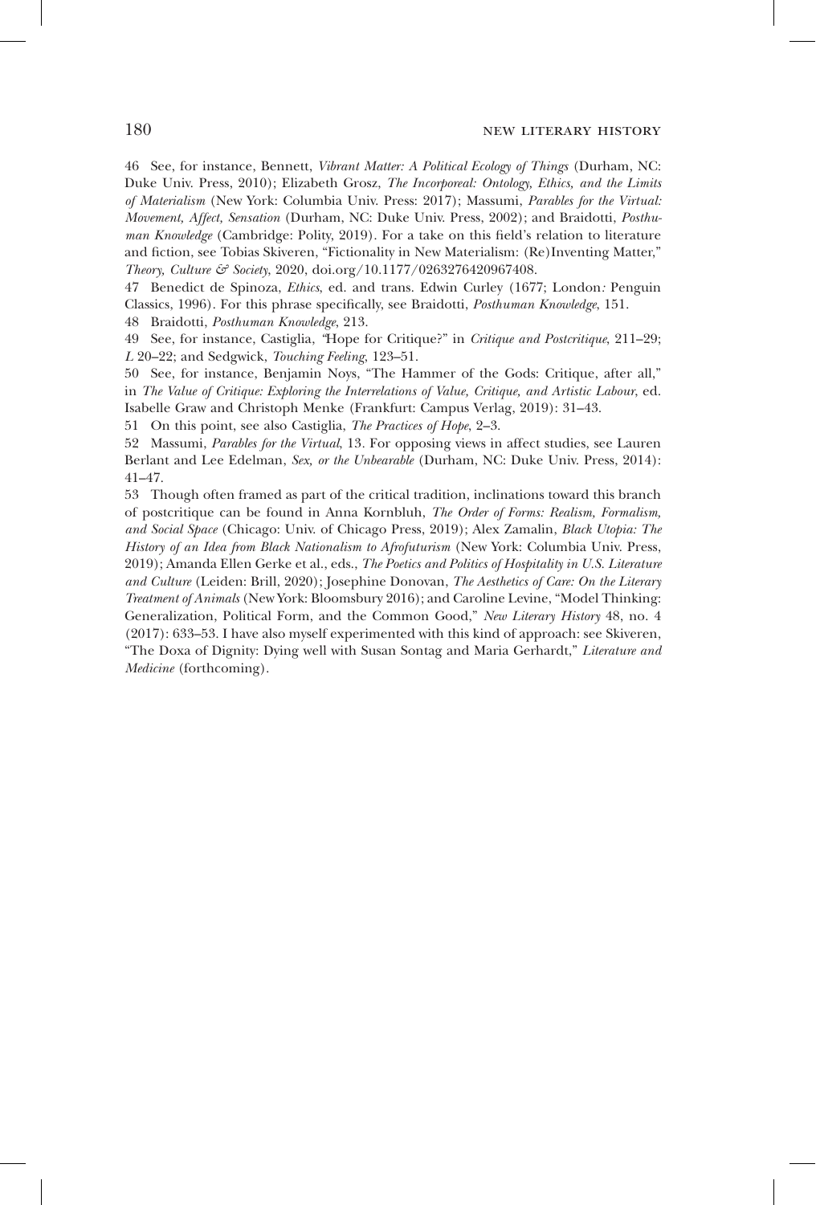46 See, for instance, Bennett, *Vibrant Matter: A Political Ecology of Things* (Durham, NC: Duke Univ. Press, 2010); Elizabeth Grosz, *The Incorporeal: Ontology, Ethics, and the Limits of Materialism* (New York: Columbia Univ. Press: 2017); Massumi, *Parables for the Virtual: Movement, Affect, Sensation* (Durham, NC: Duke Univ. Press, 2002); and Braidotti, *Posthuman Knowledge* (Cambridge: Polity, 2019). For a take on this field's relation to literature and fiction, see Tobias Skiveren, "Fictionality in New Materialism: (Re)Inventing Matter," *Theory, Culture & Society*, 2020, doi.org/10.1177/0263276420967408.

47 Benedict de Spinoza, *Ethics*, ed. and trans. Edwin Curley (1677; London: Penguin Classics, 1996). For this phrase specifically, see Braidotti, *Posthuman Knowledge*, 151.

48 Braidotti, *Posthuman Knowledge*, 213.

49 See, for instance, Castiglia, "Hope for Critique?" in *Critique and Postcritique*, 211–29; *L* 20–22; and Sedgwick, *Touching Feeling*, 123–51.

50 See, for instance, Benjamin Noys, "The Hammer of the Gods: Critique, after all," in *The Value of Critique: Exploring the Interrelations of Value, Critique, and Artistic Labour*, ed. Isabelle Graw and Christoph Menke (Frankfurt: Campus Verlag, 2019): 31–43.

51 On this point, see also Castiglia, *The Practices of Hope*, 2–3.

52 Massumi, *Parables for the Virtual*, 13. For opposing views in affect studies, see Lauren Berlant and Lee Edelman, *Sex, or the Unbearable* (Durham, NC: Duke Univ. Press, 2014): 41–47.

53 Though often framed as part of the critical tradition, inclinations toward this branch of postcritique can be found in Anna Kornbluh, *The Order of Forms: Realism, Formalism, and Social Space* (Chicago: Univ. of Chicago Press, 2019); Alex Zamalin, *Black Utopia: The History of an Idea from Black Nationalism to Afrofuturism* (New York: Columbia Univ. Press, 2019); Amanda Ellen Gerke et al., eds., *The Poetics and Politics of Hospitality in U.S. Literature and Culture* (Leiden: Brill, 2020); Josephine Donovan, *The Aesthetics of Care: On the Literary Treatment of Animals* (New York: Bloomsbury 2016); and Caroline Levine, "Model Thinking: Generalization, Political Form, and the Common Good," *New Literary History* 48, no. 4 (2017): 633–53. I have also myself experimented with this kind of approach: see Skiveren, "The Doxa of Dignity: Dying well with Susan Sontag and Maria Gerhardt," *Literature and Medicine* (forthcoming).